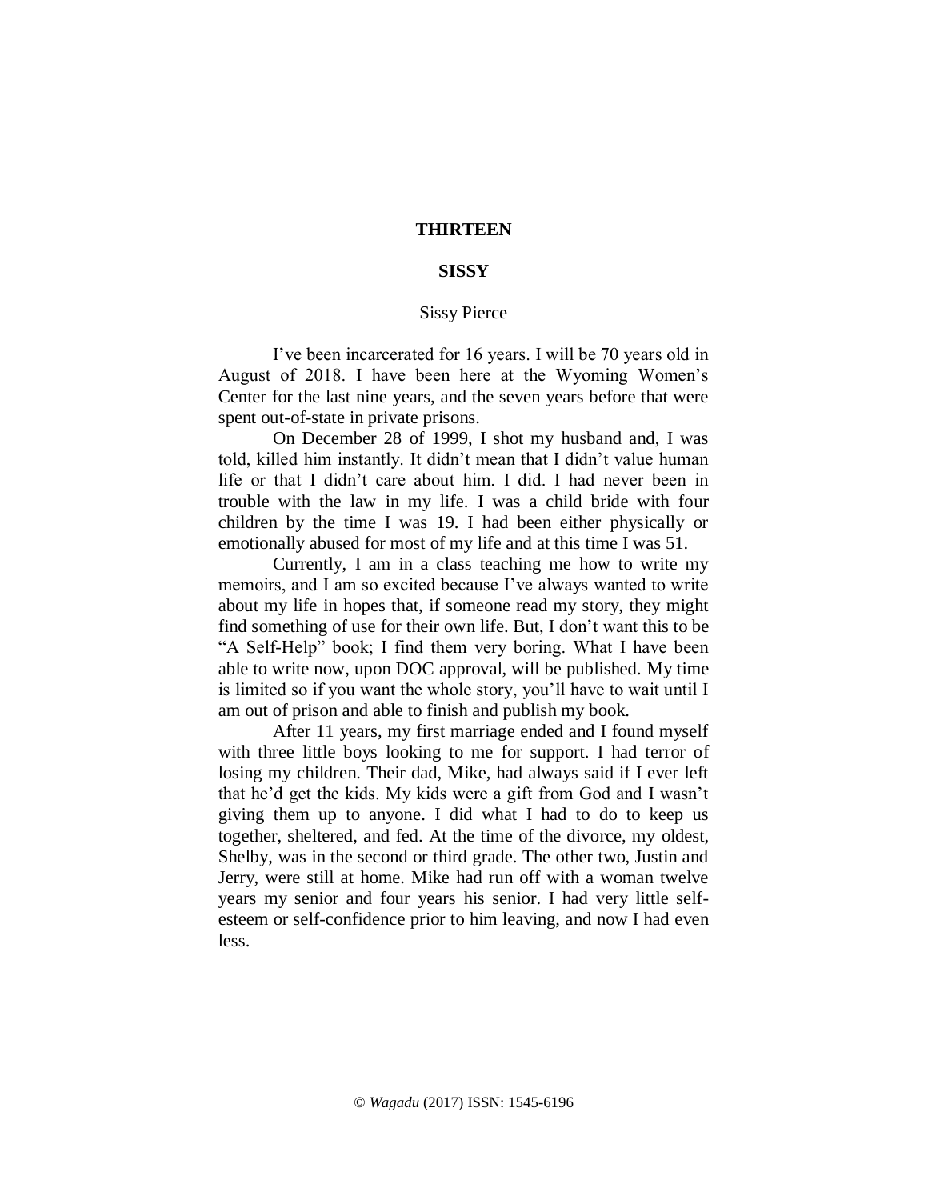# THIRTEEN

## SISSY

Sissy Pierce

I've been incarcerated for 16 years. I will be 70 years old in August of 2018. I have been here at the Wyoming Women's Center for the last nine years, and the seven years before that were spent out-of-state in private prisons.

On December 28 of 1999, I shot my husband and, I was told, killed him instantly. It didn't mean that I didn't value human life or that I didn't care about him. I did. I had never been in trouble with the law in my life. I was a child bride with four children by the time I was 19. I had been either physically or emotionally abused for most of my life and at this time I was 51.

Currently, I am in a class teaching me how to write my memoirs, and I am so excited because I've always wanted to write about my life in hopes that, if someone read my story, they might find something of use for their own life. But, I don't want this to be "A Self-Help" book; I find them very boring. What I have been able to write now, upon DOC approval, will be published. My time is limited so if you want the whole story, you'll have to wait until I am out of prison and able to finish and publish my book.

After 11 years, my first marriage ended and I found myself with three little boys looking to me for support. I had terror of losing my children. Their dad, Mike, had always said if I ever left that he'd get the kids. My kids were a gift from God and I wasn't giving them up to anyone. I did what I had to do to keep us together, sheltered, and fed. At the time of the divorce, my oldest, Shelby, was in the second or third grade. The other two, Justin and Jerry, were still at home. Mike had run off with a woman twelve years my senior and four years his senior. I had very little self-esteem or self-confidence prior to him leaving, and now I had even less.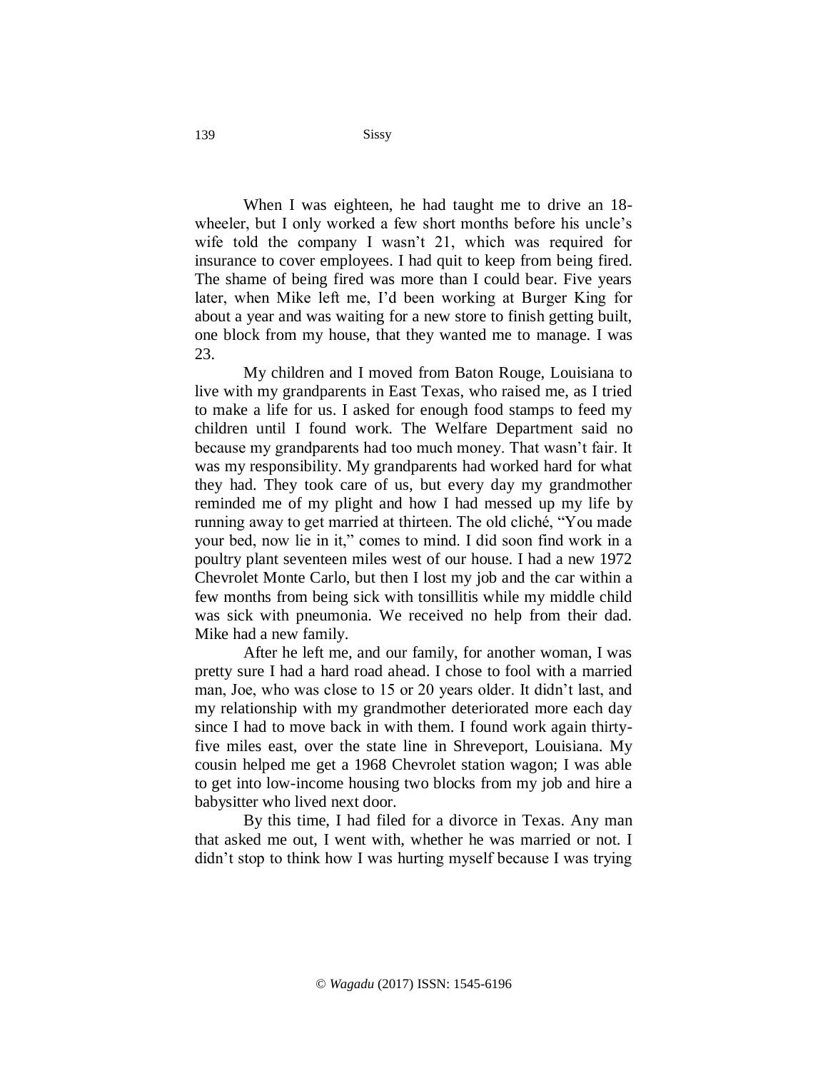When I was eighteen, he had taught me to drive an 18-wheeler, but I only worked a few short months before his uncle's wife told the company I wasn't 21, which was required for insurance to cover employees. I had quit to keep from being fired. The shame of being fired was more than I could bear. Five years later, when Mike left me, I'd been working at Burger King for about a year and was waiting for a new store to finish getting built, one block from my house, that they wanted me to manage. I was 23.

My children and I moved from Baton Rouge, Louisiana to live with my grandparents in East Texas, who raised me, as I tried to make a life for us. I asked for enough food stamps to feed my children until I found work. The Welfare Department said no because my grandparents had too much money. That wasn't fair. It was my responsibility. My grandparents had worked hard for what they had. They took care of us, but every day my grandmother reminded me of my plight and how I had messed up my life by running away to get married at thirteen. The old cliché, "You made your bed, now lie in it," comes to mind. I did soon find work in a poultry plant seventeen miles west of our house. I had a new 1972 Chevrolet Monte Carlo, but then I lost my job and the car within a few months from being sick with tonsillitis while my middle child was sick with pneumonia. We received no help from their dad. Mike had a new family.

After he left me, and our family, for another woman, I was pretty sure I had a hard road ahead. I chose to fool with a married man, Joe, who was close to 15 or 20 years older. It didn't last, and my relationship with my grandmother deteriorated more each day since I had to move back in with them. I found work again thirty-five miles east, over the state line in Shreveport, Louisiana. My cousin helped me get a 1968 Chevrolet station wagon; I was able to get into low-income housing two blocks from my job and hire a babysitter who lived next door.

By this time, I had filed for a divorce in Texas. Any man that asked me out, I went with, whether he was married or not. I didn't stop to think how I was hurting myself because I was trying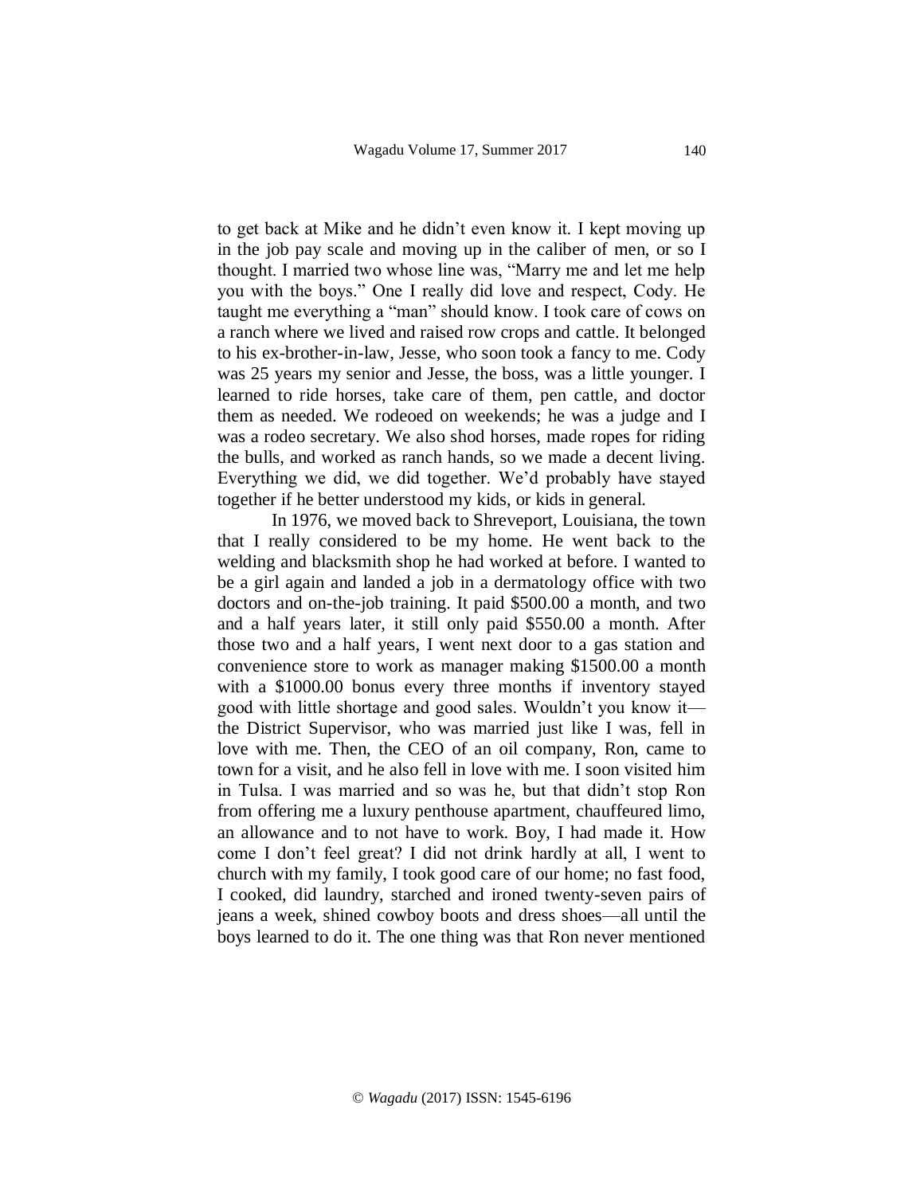to get back at Mike and he didn't even know it. I kept moving up in the job pay scale and moving up in the caliber of men, or so I thought. I married two whose line was, "Marry me and let me help you with the boys." One I really did love and respect, Cody. He taught me everything a "man" should know. I took care of cows on a ranch where we lived and raised row crops and cattle. It belonged to his ex-brother-in-law, Jesse, who soon took a fancy to me. Cody was 25 years my senior and Jesse, the boss, was a little younger. I learned to ride horses, take care of them, pen cattle, and doctor them as needed. We rodeoed on weekends; he was a judge and I was a rodeo secretary. We also shod horses, made ropes for riding the bulls, and worked as ranch hands, so we made a decent living. Everything we did, we did together. We'd probably have stayed together if he better understood my kids, or kids in general.

In 1976, we moved back to Shreveport, Louisiana, the town that I really considered to be my home. He went back to the welding and blacksmith shop he had worked at before. I wanted to be a girl again and landed a job in a dermatology office with two doctors and on-the-job training. It paid $500.00 a month, and two and a half years later, it still only paid $550.00 a month. After those two and a half years, I went next door to a gas station and convenience store to work as manager making $1500.00 a month with a $1000.00 bonus every three months if inventory stayed good with little shortage and good sales. Wouldn't you know it—the District Supervisor, who was married just like I was, fell in love with me. Then, the CEO of an oil company, Ron, came to town for a visit, and he also fell in love with me. I soon visited him in Tulsa. I was married and so was he, but that didn't stop Ron from offering me a luxury penthouse apartment, chauffeured limo, an allowance and to not have to work. Boy, I had made it. How come I don't feel great? I did not drink hardly at all, I went to church with my family, I took good care of our home; no fast food, I cooked, did laundry, starched and ironed twenty-seven pairs of jeans a week, shined cowboy boots and dress shoes—all until the boys learned to do it. The one thing was that Ron never mentioned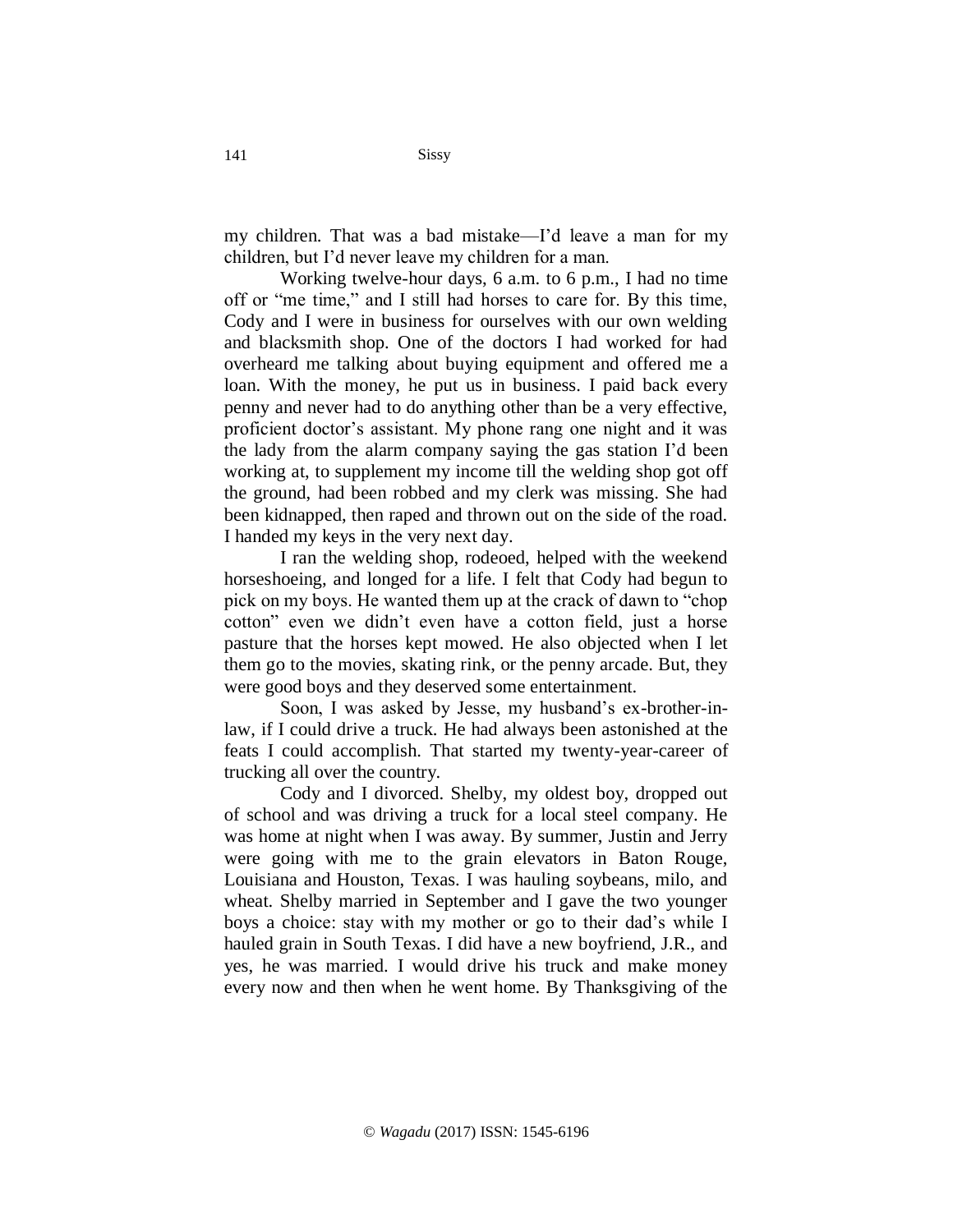my children. That was a bad mistake—I'd leave a man for my children, but I'd never leave my children for a man.

Working twelve-hour days, 6 a.m. to 6 p.m., I had no time off or "me time," and I still had horses to care for. By this time, Cody and I were in business for ourselves with our own welding and blacksmith shop. One of the doctors I had worked for had overheard me talking about buying equipment and offered me a loan. With the money, he put us in business. I paid back every penny and never had to do anything other than be a very effective, proficient doctor's assistant. My phone rang one night and it was the lady from the alarm company saying the gas station I'd been working at, to supplement my income till the welding shop got off the ground, had been robbed and my clerk was missing. She had been kidnapped, then raped and thrown out on the side of the road. I handed my keys in the very next day.

I ran the welding shop, rodeoed, helped with the weekend horseshoeing, and longed for a life. I felt that Cody had begun to pick on my boys. He wanted them up at the crack of dawn to "chop cotton" even we didn't even have a cotton field, just a horse pasture that the horses kept mowed. He also objected when I let them go to the movies, skating rink, or the penny arcade. But, they were good boys and they deserved some entertainment.

Soon, I was asked by Jesse, my husband's ex-brother-in-law, if I could drive a truck. He had always been astonished at the feats I could accomplish. That started my twenty-year-career of trucking all over the country.

Cody and I divorced. Shelby, my oldest boy, dropped out of school and was driving a truck for a local steel company. He was home at night when I was away. By summer, Justin and Jerry were going with me to the grain elevators in Baton Rouge, Louisiana and Houston, Texas. I was hauling soybeans, milo, and wheat. Shelby married in September and I gave the two younger boys a choice: stay with my mother or go to their dad's while I hauled grain in South Texas. I did have a new boyfriend, J.R., and yes, he was married. I would drive his truck and make money every now and then when he went home. By Thanksgiving of the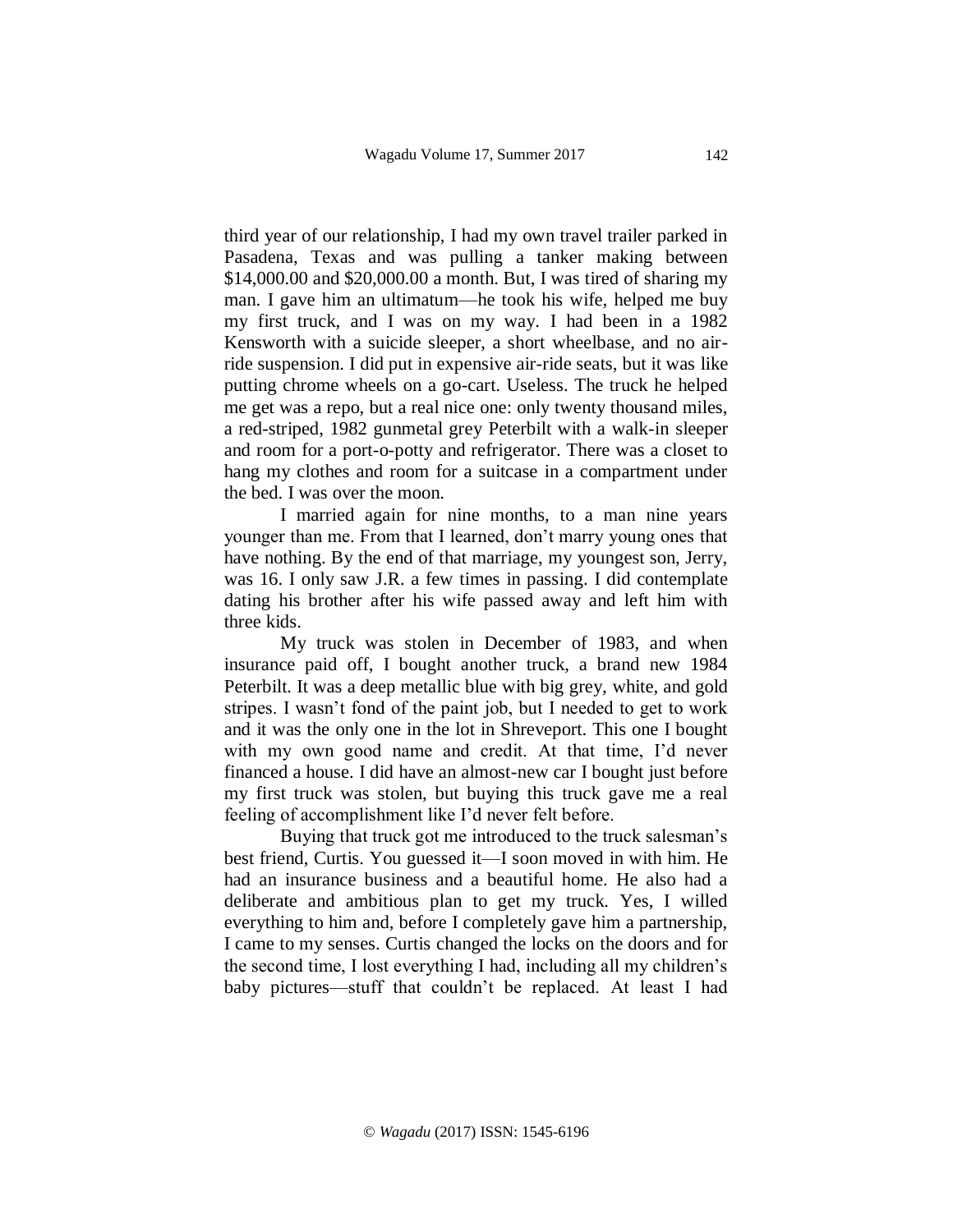third year of our relationship, I had my own travel trailer parked in Pasadena, Texas and was pulling a tanker making between $14,000.00 and $20,000.00 a month. But, I was tired of sharing my man. I gave him an ultimatum—he took his wife, helped me buy my first truck, and I was on my way. I had been in a 1982 Kensworth with a suicide sleeper, a short wheelbase, and no air-ride suspension. I did put in expensive air-ride seats, but it was like putting chrome wheels on a go-cart. Useless. The truck he helped me get was a repo, but a real nice one: only twenty thousand miles, a red-striped, 1982 gunmetal grey Peterbilt with a walk-in sleeper and room for a port-o-potty and refrigerator. There was a closet to hang my clothes and room for a suitcase in a compartment under the bed. I was over the moon.

I married again for nine months, to a man nine years younger than me. From that I learned, don't marry young ones that have nothing. By the end of that marriage, my youngest son, Jerry, was 16. I only saw J.R. a few times in passing. I did contemplate dating his brother after his wife passed away and left him with three kids.

My truck was stolen in December of 1983, and when insurance paid off, I bought another truck, a brand new 1984 Peterbilt. It was a deep metallic blue with big grey, white, and gold stripes. I wasn't fond of the paint job, but I needed to get to work and it was the only one in the lot in Shreveport. This one I bought with my own good name and credit. At that time, I'd never financed a house. I did have an almost-new car I bought just before my first truck was stolen, but buying this truck gave me a real feeling of accomplishment like I'd never felt before.

Buying that truck got me introduced to the truck salesman's best friend, Curtis. You guessed it—I soon moved in with him. He had an insurance business and a beautiful home. He also had a deliberate and ambitious plan to get my truck. Yes, I willed everything to him and, before I completely gave him a partnership, I came to my senses. Curtis changed the locks on the doors and for the second time, I lost everything I had, including all my children's baby pictures—stuff that couldn't be replaced. At least I had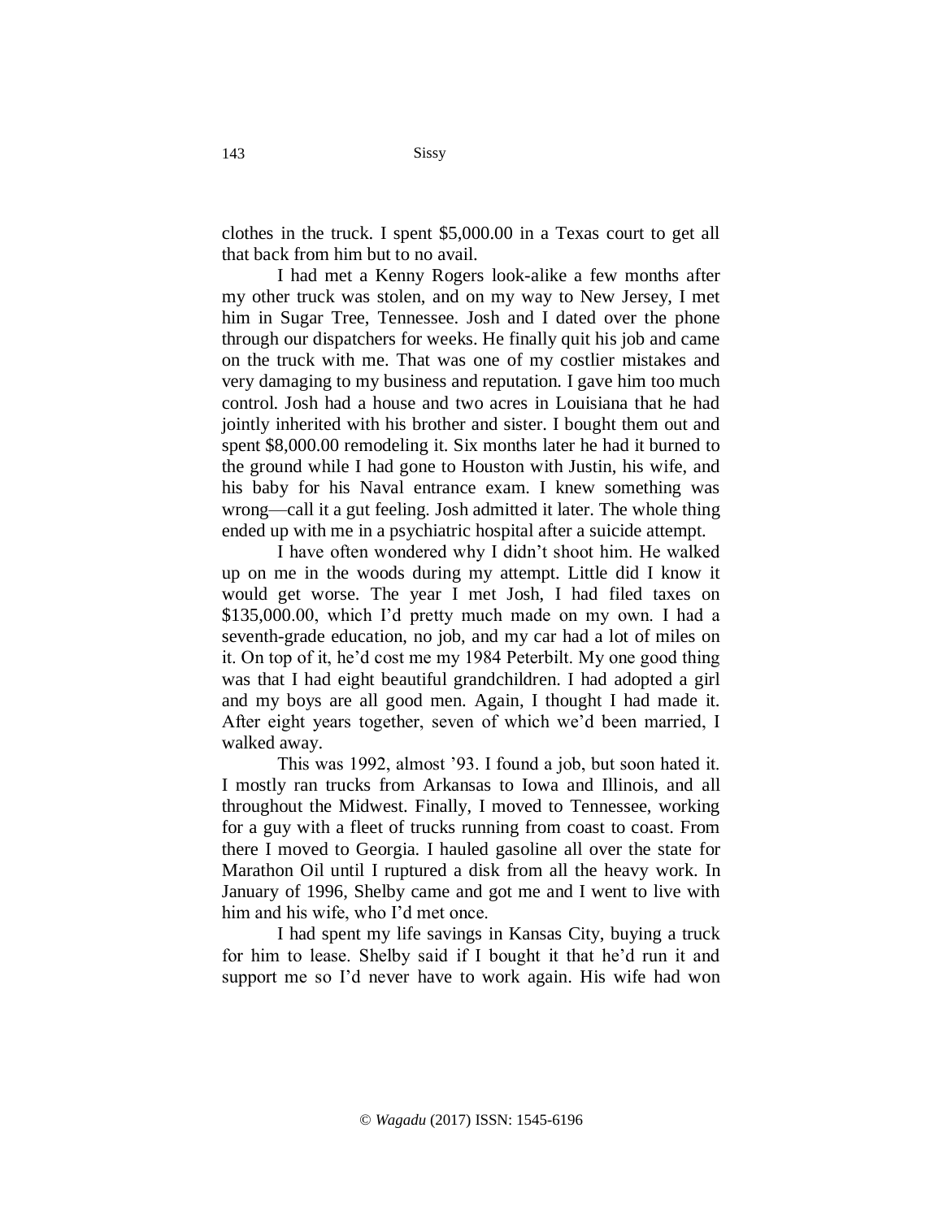clothes in the truck. I spent $5,000.00 in a Texas court to get all that back from him but to no avail.

I had met a Kenny Rogers look-alike a few months after my other truck was stolen, and on my way to New Jersey, I met him in Sugar Tree, Tennessee. Josh and I dated over the phone through our dispatchers for weeks. He finally quit his job and came on the truck with me. That was one of my costlier mistakes and very damaging to my business and reputation. I gave him too much control. Josh had a house and two acres in Louisiana that he had jointly inherited with his brother and sister. I bought them out and spent $8,000.00 remodeling it. Six months later he had it burned to the ground while I had gone to Houston with Justin, his wife, and his baby for his Naval entrance exam. I knew something was wrong—call it a gut feeling. Josh admitted it later. The whole thing ended up with me in a psychiatric hospital after a suicide attempt.

I have often wondered why I didn't shoot him. He walked up on me in the woods during my attempt. Little did I know it would get worse. The year I met Josh, I had filed taxes on $135,000.00, which I'd pretty much made on my own. I had a seventh-grade education, no job, and my car had a lot of miles on it. On top of it, he'd cost me my 1984 Peterbilt. My one good thing was that I had eight beautiful grandchildren. I had adopted a girl and my boys are all good men. Again, I thought I had made it. After eight years together, seven of which we'd been married, I walked away.

This was 1992, almost '93. I found a job, but soon hated it. I mostly ran trucks from Arkansas to Iowa and Illinois, and all throughout the Midwest. Finally, I moved to Tennessee, working for a guy with a fleet of trucks running from coast to coast. From there I moved to Georgia. I hauled gasoline all over the state for Marathon Oil until I ruptured a disk from all the heavy work. In January of 1996, Shelby came and got me and I went to live with him and his wife, who I'd met once.

I had spent my life savings in Kansas City, buying a truck for him to lease. Shelby said if I bought it that he'd run it and support me so I'd never have to work again. His wife had won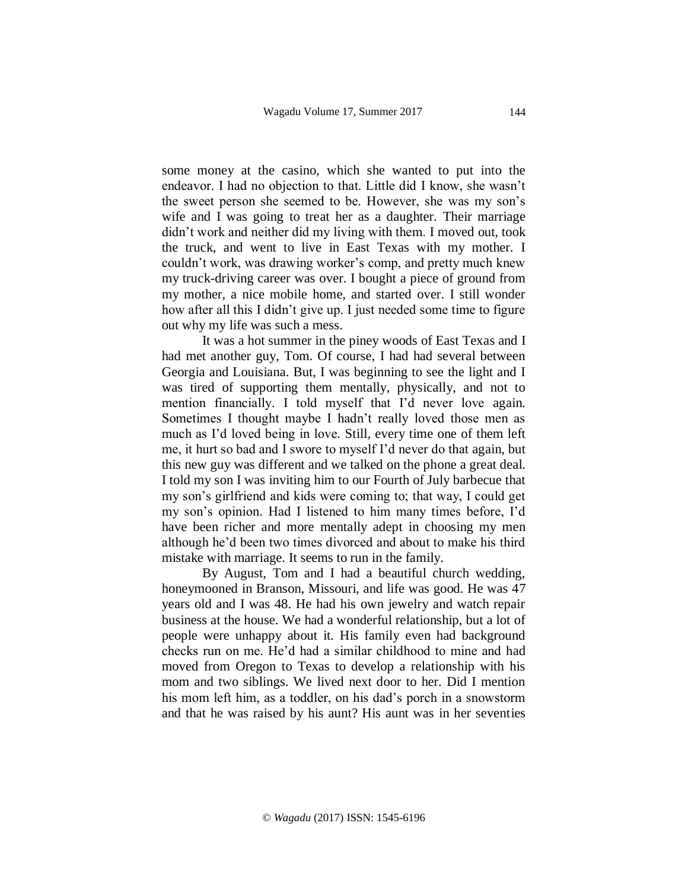some money at the casino, which she wanted to put into the endeavor. I had no objection to that. Little did I know, she wasn't the sweet person she seemed to be. However, she was my son's wife and I was going to treat her as a daughter. Their marriage didn't work and neither did my living with them. I moved out, took the truck, and went to live in East Texas with my mother. I couldn't work, was drawing worker's comp, and pretty much knew my truck-driving career was over. I bought a piece of ground from my mother, a nice mobile home, and started over. I still wonder how after all this I didn't give up. I just needed some time to figure out why my life was such a mess.

It was a hot summer in the piney woods of East Texas and I had met another guy, Tom. Of course, I had had several between Georgia and Louisiana. But, I was beginning to see the light and I was tired of supporting them mentally, physically, and not to mention financially. I told myself that I'd never love again. Sometimes I thought maybe I hadn't really loved those men as much as I'd loved being in love. Still, every time one of them left me, it hurt so bad and I swore to myself I'd never do that again, but this new guy was different and we talked on the phone a great deal. I told my son I was inviting him to our Fourth of July barbecue that my son's girlfriend and kids were coming to; that way, I could get my son's opinion. Had I listened to him many times before, I'd have been richer and more mentally adept in choosing my men although he'd been two times divorced and about to make his third mistake with marriage. It seems to run in the family.

By August, Tom and I had a beautiful church wedding, honeymooned in Branson, Missouri, and life was good. He was 47 years old and I was 48. He had his own jewelry and watch repair business at the house. We had a wonderful relationship, but a lot of people were unhappy about it. His family even had background checks run on me. He'd had a similar childhood to mine and had moved from Oregon to Texas to develop a relationship with his mom and two siblings. We lived next door to her. Did I mention his mom left him, as a toddler, on his dad's porch in a snowstorm and that he was raised by his aunt? His aunt was in her seventies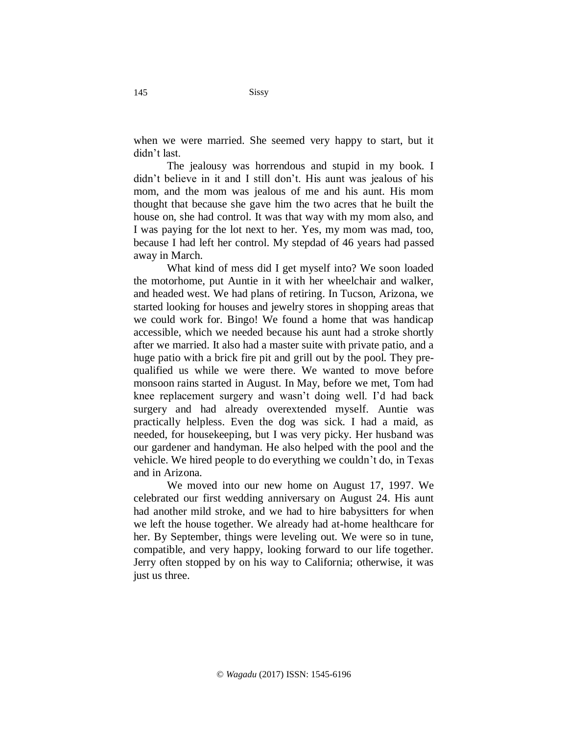when we were married. She seemed very happy to start, but it didn't last.

The jealousy was horrendous and stupid in my book. I didn't believe in it and I still don't. His aunt was jealous of his mom, and the mom was jealous of me and his aunt. His mom thought that because she gave him the two acres that he built the house on, she had control. It was that way with my mom also, and I was paying for the lot next to her. Yes, my mom was mad, too, because I had left her control. My stepdad of 46 years had passed away in March.

What kind of mess did I get myself into? We soon loaded the motorhome, put Auntie in it with her wheelchair and walker, and headed west. We had plans of retiring. In Tucson, Arizona, we started looking for houses and jewelry stores in shopping areas that we could work for. Bingo! We found a home that was handicap accessible, which we needed because his aunt had a stroke shortly after we married. It also had a master suite with private patio, and a huge patio with a brick fire pit and grill out by the pool. They pre-qualified us while we were there. We wanted to move before monsoon rains started in August. In May, before we met, Tom had knee replacement surgery and wasn't doing well. I'd had back surgery and had already overextended myself. Auntie was practically helpless. Even the dog was sick. I had a maid, as needed, for housekeeping, but I was very picky. Her husband was our gardener and handyman. He also helped with the pool and the vehicle. We hired people to do everything we couldn't do, in Texas and in Arizona.

We moved into our new home on August 17, 1997. We celebrated our first wedding anniversary on August 24. His aunt had another mild stroke, and we had to hire babysitters for when we left the house together. We already had at-home healthcare for her. By September, things were leveling out. We were so in tune, compatible, and very happy, looking forward to our life together. Jerry often stopped by on his way to California; otherwise, it was just us three.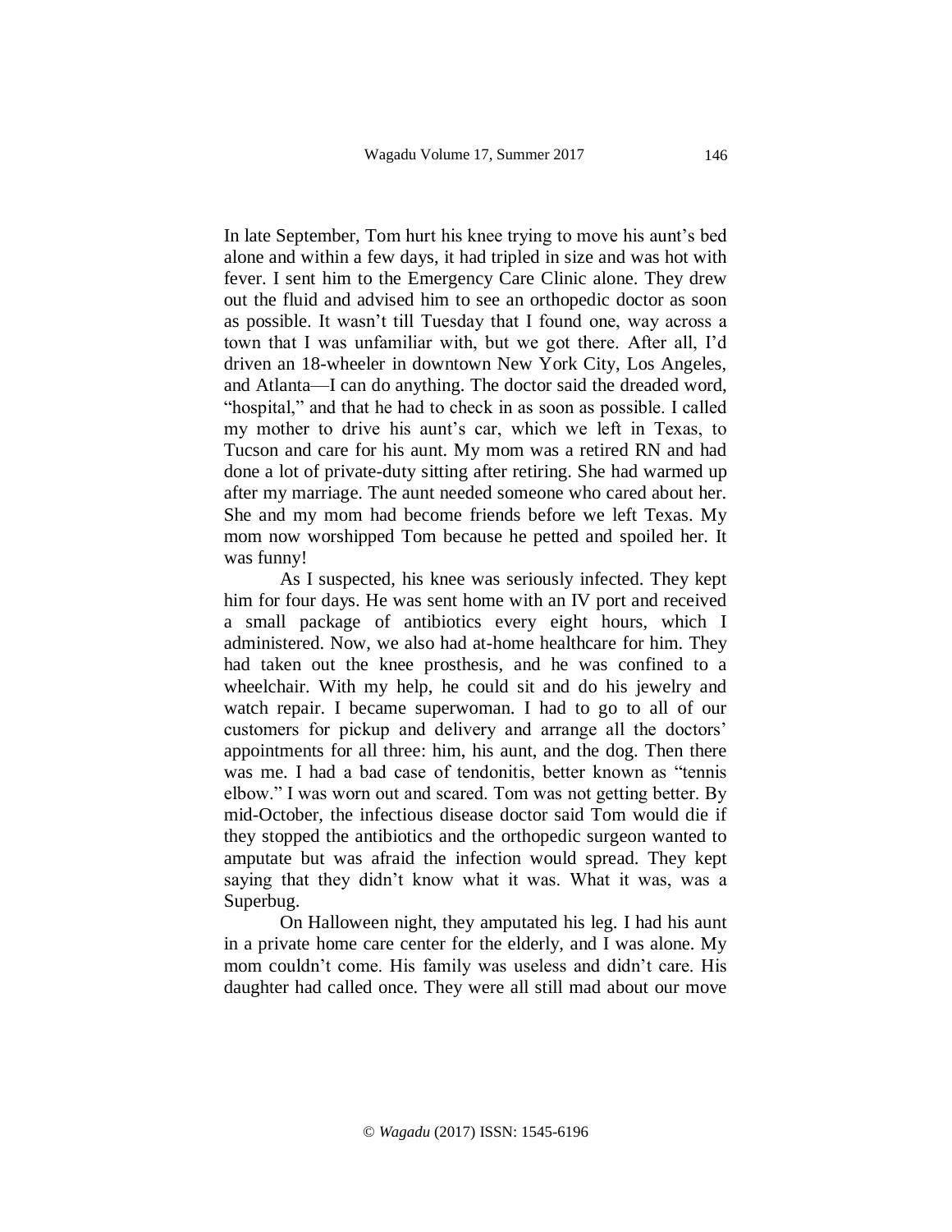In late September, Tom hurt his knee trying to move his aunt's bed alone and within a few days, it had tripled in size and was hot with fever. I sent him to the Emergency Care Clinic alone. They drew out the fluid and advised him to see an orthopedic doctor as soon as possible. It wasn't till Tuesday that I found one, way across a town that I was unfamiliar with, but we got there. After all, I'd driven an 18-wheeler in downtown New York City, Los Angeles, and Atlanta—I can do anything. The doctor said the dreaded word, "hospital," and that he had to check in as soon as possible. I called my mother to drive his aunt's car, which we left in Texas, to Tucson and care for his aunt. My mom was a retired RN and had done a lot of private-duty sitting after retiring. She had warmed up after my marriage. The aunt needed someone who cared about her. She and my mom had become friends before we left Texas. My mom now worshipped Tom because he petted and spoiled her. It was funny!

As I suspected, his knee was seriously infected. They kept him for four days. He was sent home with an IV port and received a small package of antibiotics every eight hours, which I administered. Now, we also had at-home healthcare for him. They had taken out the knee prosthesis, and he was confined to a wheelchair. With my help, he could sit and do his jewelry and watch repair. I became superwoman. I had to go to all of our customers for pickup and delivery and arrange all the doctors' appointments for all three: him, his aunt, and the dog. Then there was me. I had a bad case of tendonitis, better known as "tennis elbow." I was worn out and scared. Tom was not getting better. By mid-October, the infectious disease doctor said Tom would die if they stopped the antibiotics and the orthopedic surgeon wanted to amputate but was afraid the infection would spread. They kept saying that they didn't know what it was. What it was, was a Superbug.

On Halloween night, they amputated his leg. I had his aunt in a private home care center for the elderly, and I was alone. My mom couldn't come. His family was useless and didn't care. His daughter had called once. They were all still mad about our move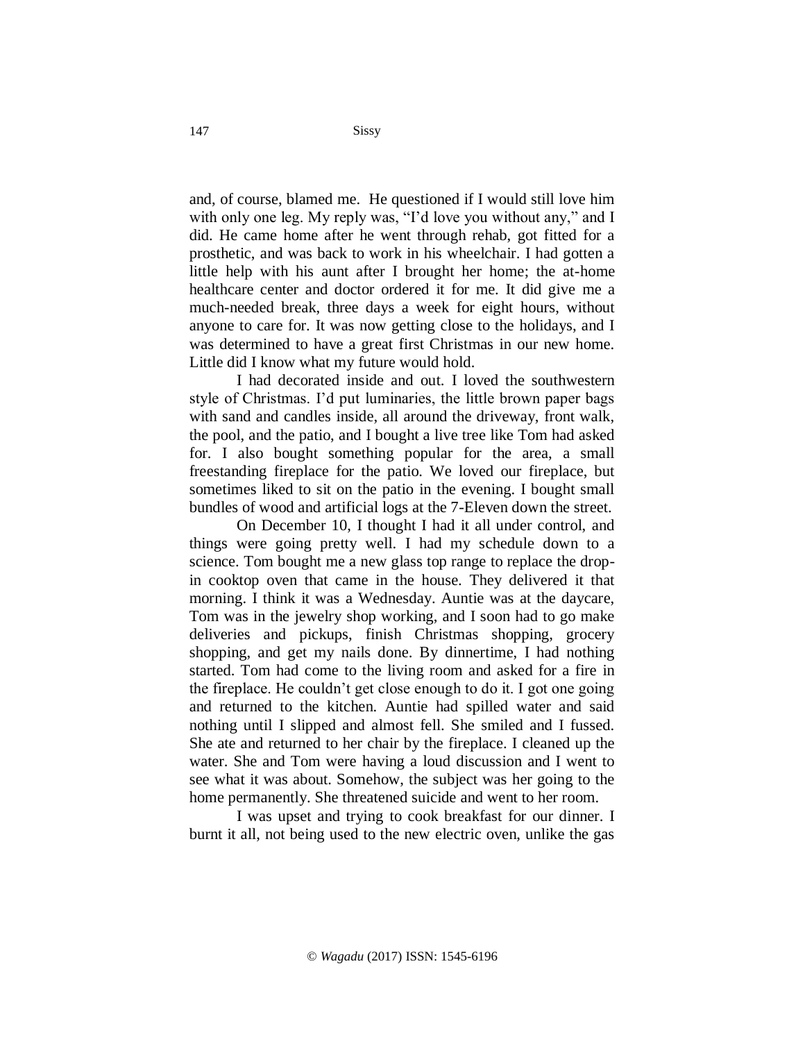and, of course, blamed me. He questioned if I would still love him with only one leg. My reply was, "I'd love you without any," and I did. He came home after he went through rehab, got fitted for a prosthetic, and was back to work in his wheelchair. I had gotten a little help with his aunt after I brought her home; the at-home healthcare center and doctor ordered it for me. It did give me a much-needed break, three days a week for eight hours, without anyone to care for. It was now getting close to the holidays, and I was determined to have a great first Christmas in our new home. Little did I know what my future would hold.

I had decorated inside and out. I loved the southwestern style of Christmas. I'd put luminaries, the little brown paper bags with sand and candles inside, all around the driveway, front walk, the pool, and the patio, and I bought a live tree like Tom had asked for. I also bought something popular for the area, a small freestanding fireplace for the patio. We loved our fireplace, but sometimes liked to sit on the patio in the evening. I bought small bundles of wood and artificial logs at the 7-Eleven down the street.

On December 10, I thought I had it all under control, and things were going pretty well. I had my schedule down to a science. Tom bought me a new glass top range to replace the drop-in cooktop oven that came in the house. They delivered it that morning. I think it was a Wednesday. Auntie was at the daycare, Tom was in the jewelry shop working, and I soon had to go make deliveries and pickups, finish Christmas shopping, grocery shopping, and get my nails done. By dinnertime, I had nothing started. Tom had come to the living room and asked for a fire in the fireplace. He couldn't get close enough to do it. I got one going and returned to the kitchen. Auntie had spilled water and said nothing until I slipped and almost fell. She smiled and I fussed. She ate and returned to her chair by the fireplace. I cleaned up the water. She and Tom were having a loud discussion and I went to see what it was about. Somehow, the subject was her going to the home permanently. She threatened suicide and went to her room.

I was upset and trying to cook breakfast for our dinner. I burnt it all, not being used to the new electric oven, unlike the gas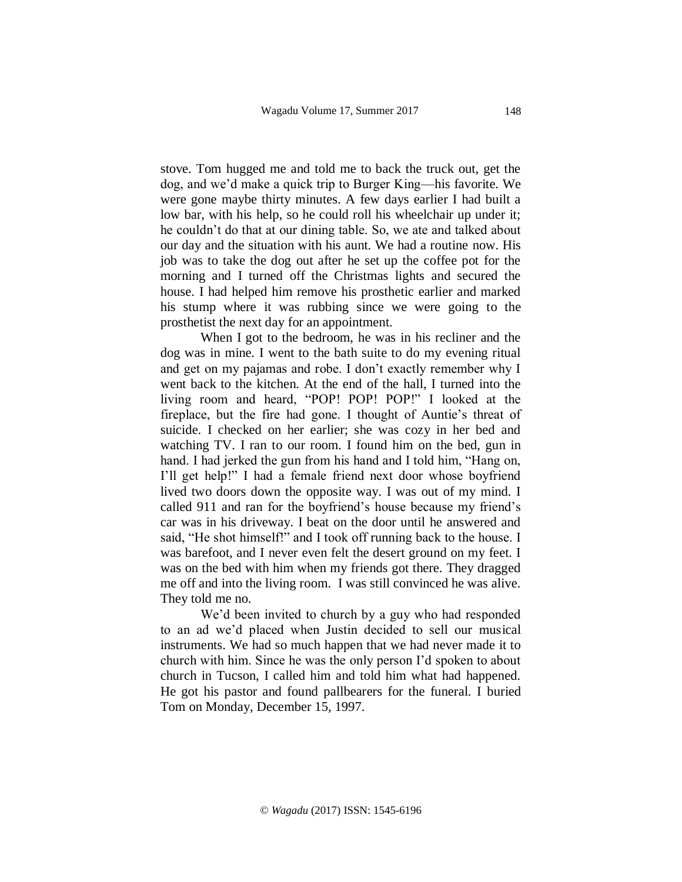stove. Tom hugged me and told me to back the truck out, get the dog, and we'd make a quick trip to Burger King—his favorite. We were gone maybe thirty minutes. A few days earlier I had built a low bar, with his help, so he could roll his wheelchair up under it; he couldn't do that at our dining table. So, we ate and talked about our day and the situation with his aunt. We had a routine now. His job was to take the dog out after he set up the coffee pot for the morning and I turned off the Christmas lights and secured the house. I had helped him remove his prosthetic earlier and marked his stump where it was rubbing since we were going to the prosthetist the next day for an appointment.

When I got to the bedroom, he was in his recliner and the dog was in mine. I went to the bath suite to do my evening ritual and get on my pajamas and robe. I don't exactly remember why I went back to the kitchen. At the end of the hall, I turned into the living room and heard, "POP! POP! POP!" I looked at the fireplace, but the fire had gone. I thought of Auntie's threat of suicide. I checked on her earlier; she was cozy in her bed and watching TV. I ran to our room. I found him on the bed, gun in hand. I had jerked the gun from his hand and I told him, "Hang on, I'll get help!" I had a female friend next door whose boyfriend lived two doors down the opposite way. I was out of my mind. I called 911 and ran for the boyfriend's house because my friend's car was in his driveway. I beat on the door until he answered and said, "He shot himself!" and I took off running back to the house. I was barefoot, and I never even felt the desert ground on my feet. I was on the bed with him when my friends got there. They dragged me off and into the living room. I was still convinced he was alive. They told me no.

We'd been invited to church by a guy who had responded to an ad we'd placed when Justin decided to sell our musical instruments. We had so much happen that we had never made it to church with him. Since he was the only person I'd spoken to about church in Tucson, I called him and told him what had happened. He got his pastor and found pallbearers for the funeral. I buried Tom on Monday, December 15, 1997.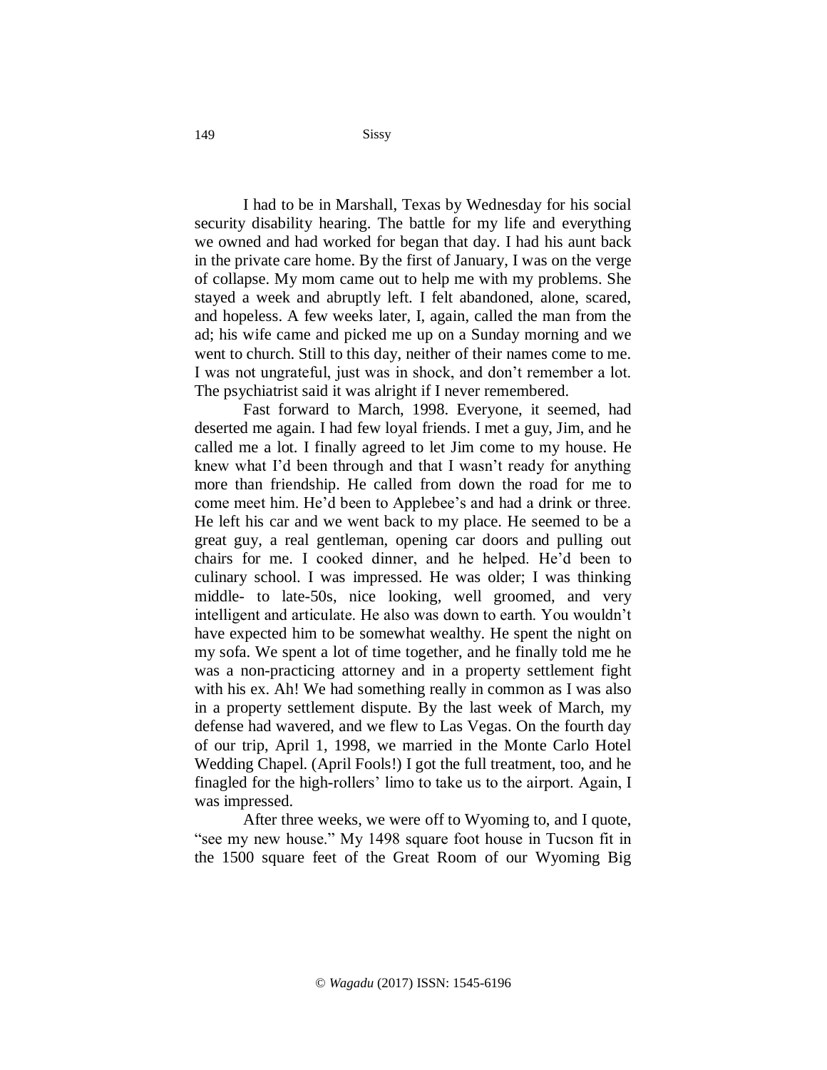I had to be in Marshall, Texas by Wednesday for his social security disability hearing. The battle for my life and everything we owned and had worked for began that day. I had his aunt back in the private care home. By the first of January, I was on the verge of collapse. My mom came out to help me with my problems. She stayed a week and abruptly left. I felt abandoned, alone, scared, and hopeless. A few weeks later, I, again, called the man from the ad; his wife came and picked me up on a Sunday morning and we went to church. Still to this day, neither of their names come to me. I was not ungrateful, just was in shock, and don't remember a lot. The psychiatrist said it was alright if I never remembered.

Fast forward to March, 1998. Everyone, it seemed, had deserted me again. I had few loyal friends. I met a guy, Jim, and he called me a lot. I finally agreed to let Jim come to my house. He knew what I'd been through and that I wasn't ready for anything more than friendship. He called from down the road for me to come meet him. He'd been to Applebee's and had a drink or three. He left his car and we went back to my place. He seemed to be a great guy, a real gentleman, opening car doors and pulling out chairs for me. I cooked dinner, and he helped. He'd been to culinary school. I was impressed. He was older; I was thinking middle- to late-50s, nice looking, well groomed, and very intelligent and articulate. He also was down to earth. You wouldn't have expected him to be somewhat wealthy. He spent the night on my sofa. We spent a lot of time together, and he finally told me he was a non-practicing attorney and in a property settlement fight with his ex. Ah! We had something really in common as I was also in a property settlement dispute. By the last week of March, my defense had wavered, and we flew to Las Vegas. On the fourth day of our trip, April 1, 1998, we married in the Monte Carlo Hotel Wedding Chapel. (April Fools!) I got the full treatment, too, and he finagled for the high-rollers' limo to take us to the airport. Again, I was impressed.

After three weeks, we were off to Wyoming to, and I quote, "see my new house." My 1498 square foot house in Tucson fit in the 1500 square feet of the Great Room of our Wyoming Big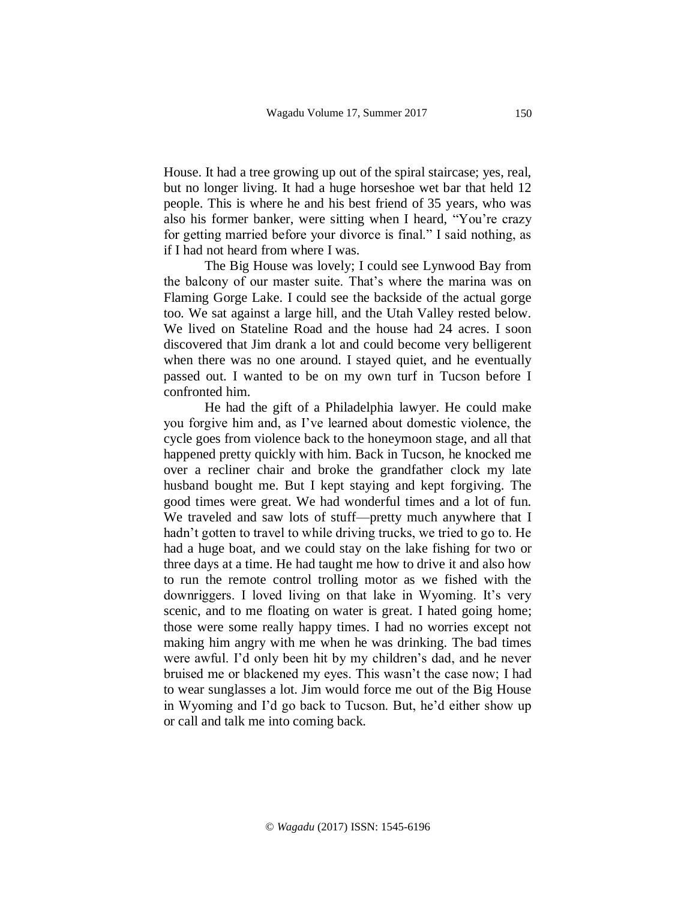House. It had a tree growing up out of the spiral staircase; yes, real, but no longer living. It had a huge horseshoe wet bar that held 12 people. This is where he and his best friend of 35 years, who was also his former banker, were sitting when I heard, "You're crazy for getting married before your divorce is final." I said nothing, as if I had not heard from where I was.

The Big House was lovely; I could see Lynwood Bay from the balcony of our master suite. That's where the marina was on Flaming Gorge Lake. I could see the backside of the actual gorge too. We sat against a large hill, and the Utah Valley rested below. We lived on Stateline Road and the house had 24 acres. I soon discovered that Jim drank a lot and could become very belligerent when there was no one around. I stayed quiet, and he eventually passed out. I wanted to be on my own turf in Tucson before I confronted him.

He had the gift of a Philadelphia lawyer. He could make you forgive him and, as I've learned about domestic violence, the cycle goes from violence back to the honeymoon stage, and all that happened pretty quickly with him. Back in Tucson, he knocked me over a recliner chair and broke the grandfather clock my late husband bought me. But I kept staying and kept forgiving. The good times were great. We had wonderful times and a lot of fun. We traveled and saw lots of stuff—pretty much anywhere that I hadn't gotten to travel to while driving trucks, we tried to go to. He had a huge boat, and we could stay on the lake fishing for two or three days at a time. He had taught me how to drive it and also how to run the remote control trolling motor as we fished with the downriggers. I loved living on that lake in Wyoming. It's very scenic, and to me floating on water is great. I hated going home; those were some really happy times. I had no worries except not making him angry with me when he was drinking. The bad times were awful. I'd only been hit by my children's dad, and he never bruised me or blackened my eyes. This wasn't the case now; I had to wear sunglasses a lot. Jim would force me out of the Big House in Wyoming and I'd go back to Tucson. But, he'd either show up or call and talk me into coming back.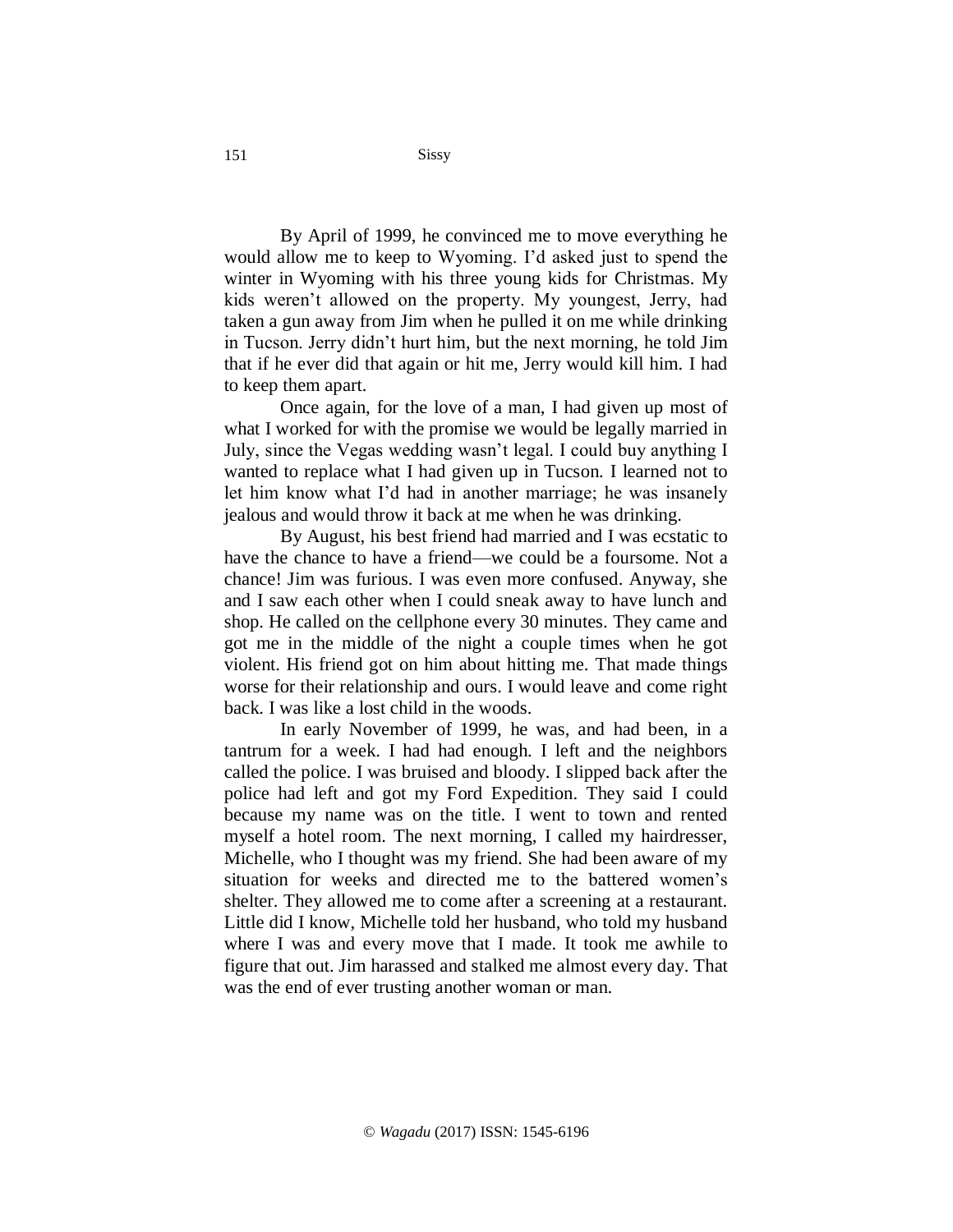By April of 1999, he convinced me to move everything he would allow me to keep to Wyoming. I'd asked just to spend the winter in Wyoming with his three young kids for Christmas. My kids weren't allowed on the property. My youngest, Jerry, had taken a gun away from Jim when he pulled it on me while drinking in Tucson. Jerry didn't hurt him, but the next morning, he told Jim that if he ever did that again or hit me, Jerry would kill him. I had to keep them apart.

Once again, for the love of a man, I had given up most of what I worked for with the promise we would be legally married in July, since the Vegas wedding wasn't legal. I could buy anything I wanted to replace what I had given up in Tucson. I learned not to let him know what I'd had in another marriage; he was insanely jealous and would throw it back at me when he was drinking.

By August, his best friend had married and I was ecstatic to have the chance to have a friend—we could be a foursome. Not a chance! Jim was furious. I was even more confused. Anyway, she and I saw each other when I could sneak away to have lunch and shop. He called on the cellphone every 30 minutes. They came and got me in the middle of the night a couple times when he got violent. His friend got on him about hitting me. That made things worse for their relationship and ours. I would leave and come right back. I was like a lost child in the woods.

In early November of 1999, he was, and had been, in a tantrum for a week. I had had enough. I left and the neighbors called the police. I was bruised and bloody. I slipped back after the police had left and got my Ford Expedition. They said I could because my name was on the title. I went to town and rented myself a hotel room. The next morning, I called my hairdresser, Michelle, who I thought was my friend. She had been aware of my situation for weeks and directed me to the battered women's shelter. They allowed me to come after a screening at a restaurant. Little did I know, Michelle told her husband, who told my husband where I was and every move that I made. It took me awhile to figure that out. Jim harassed and stalked me almost every day. That was the end of ever trusting another woman or man.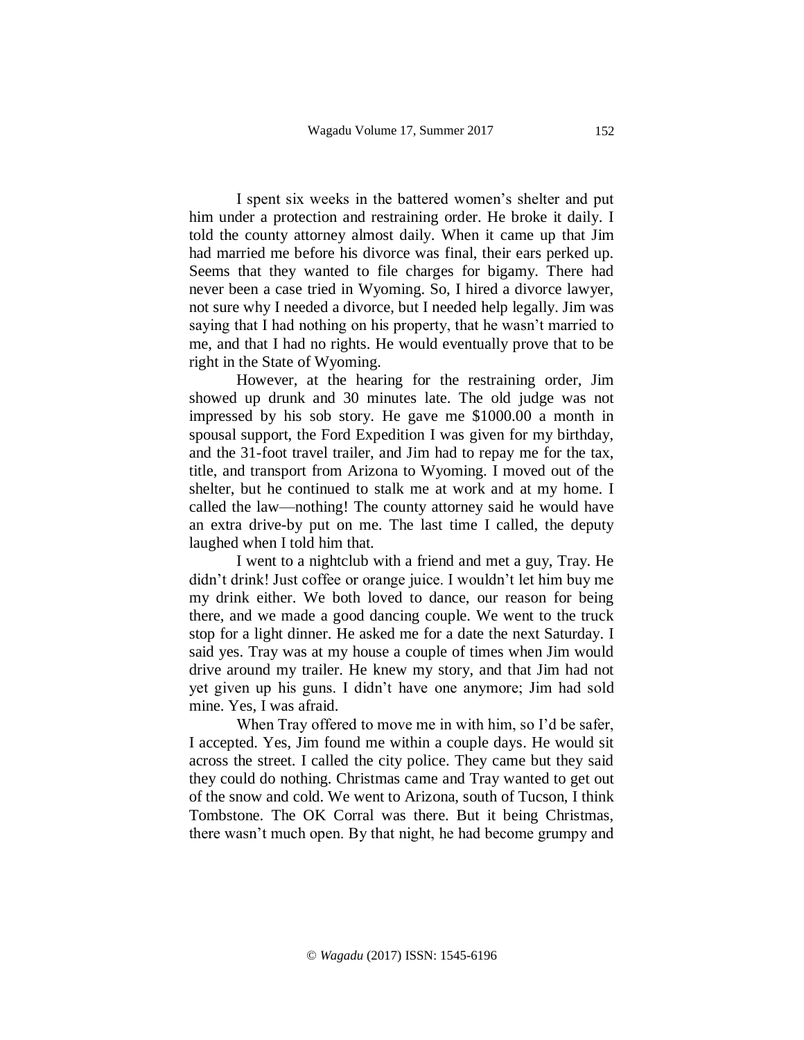I spent six weeks in the battered women's shelter and put him under a protection and restraining order. He broke it daily. I told the county attorney almost daily. When it came up that Jim had married me before his divorce was final, their ears perked up. Seems that they wanted to file charges for bigamy. There had never been a case tried in Wyoming. So, I hired a divorce lawyer, not sure why I needed a divorce, but I needed help legally. Jim was saying that I had nothing on his property, that he wasn't married to me, and that I had no rights. He would eventually prove that to be right in the State of Wyoming.

However, at the hearing for the restraining order, Jim showed up drunk and 30 minutes late. The old judge was not impressed by his sob story. He gave me $1000.00 a month in spousal support, the Ford Expedition I was given for my birthday, and the 31-foot travel trailer, and Jim had to repay me for the tax, title, and transport from Arizona to Wyoming. I moved out of the shelter, but he continued to stalk me at work and at my home. I called the law—nothing! The county attorney said he would have an extra drive-by put on me. The last time I called, the deputy laughed when I told him that.

I went to a nightclub with a friend and met a guy, Tray. He didn't drink! Just coffee or orange juice. I wouldn't let him buy me my drink either. We both loved to dance, our reason for being there, and we made a good dancing couple. We went to the truck stop for a light dinner. He asked me for a date the next Saturday. I said yes. Tray was at my house a couple of times when Jim would drive around my trailer. He knew my story, and that Jim had not yet given up his guns. I didn't have one anymore; Jim had sold mine. Yes, I was afraid.

When Tray offered to move me in with him, so I'd be safer, I accepted. Yes, Jim found me within a couple days. He would sit across the street. I called the city police. They came but they said they could do nothing. Christmas came and Tray wanted to get out of the snow and cold. We went to Arizona, south of Tucson, I think Tombstone. The OK Corral was there. But it being Christmas, there wasn't much open. By that night, he had become grumpy and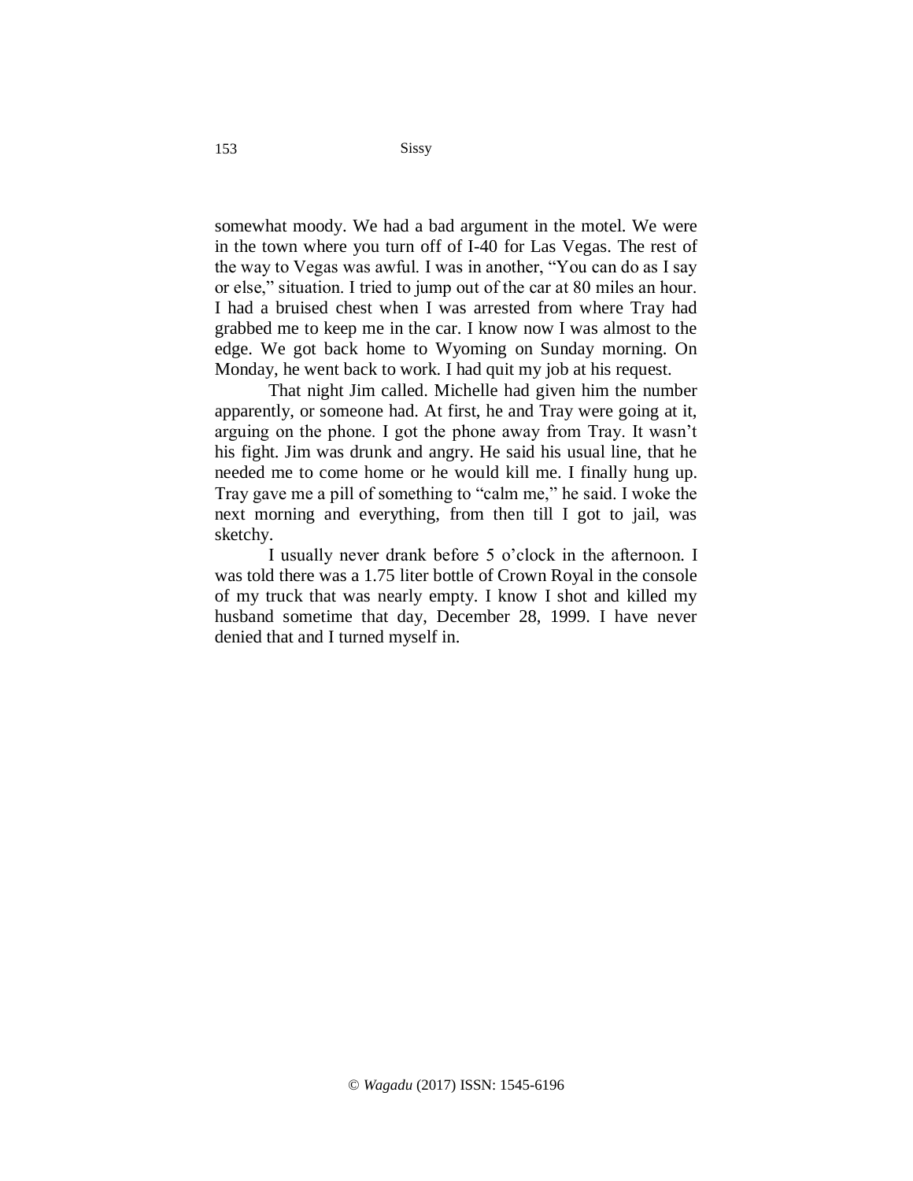somewhat moody. We had a bad argument in the motel. We were in the town where you turn off of I-40 for Las Vegas. The rest of the way to Vegas was awful. I was in another, "You can do as I say or else," situation. I tried to jump out of the car at 80 miles an hour. I had a bruised chest when I was arrested from where Tray had grabbed me to keep me in the car. I know now I was almost to the edge. We got back home to Wyoming on Sunday morning. On Monday, he went back to work. I had quit my job at his request.

That night Jim called. Michelle had given him the number apparently, or someone had. At first, he and Tray were going at it, arguing on the phone. I got the phone away from Tray. It wasn't his fight. Jim was drunk and angry. He said his usual line, that he needed me to come home or he would kill me. I finally hung up. Tray gave me a pill of something to "calm me," he said. I woke the next morning and everything, from then till I got to jail, was sketchy.

I usually never drank before 5 o'clock in the afternoon. I was told there was a 1.75 liter bottle of Crown Royal in the console of my truck that was nearly empty. I know I shot and killed my husband sometime that day, December 28, 1999. I have never denied that and I turned myself in.